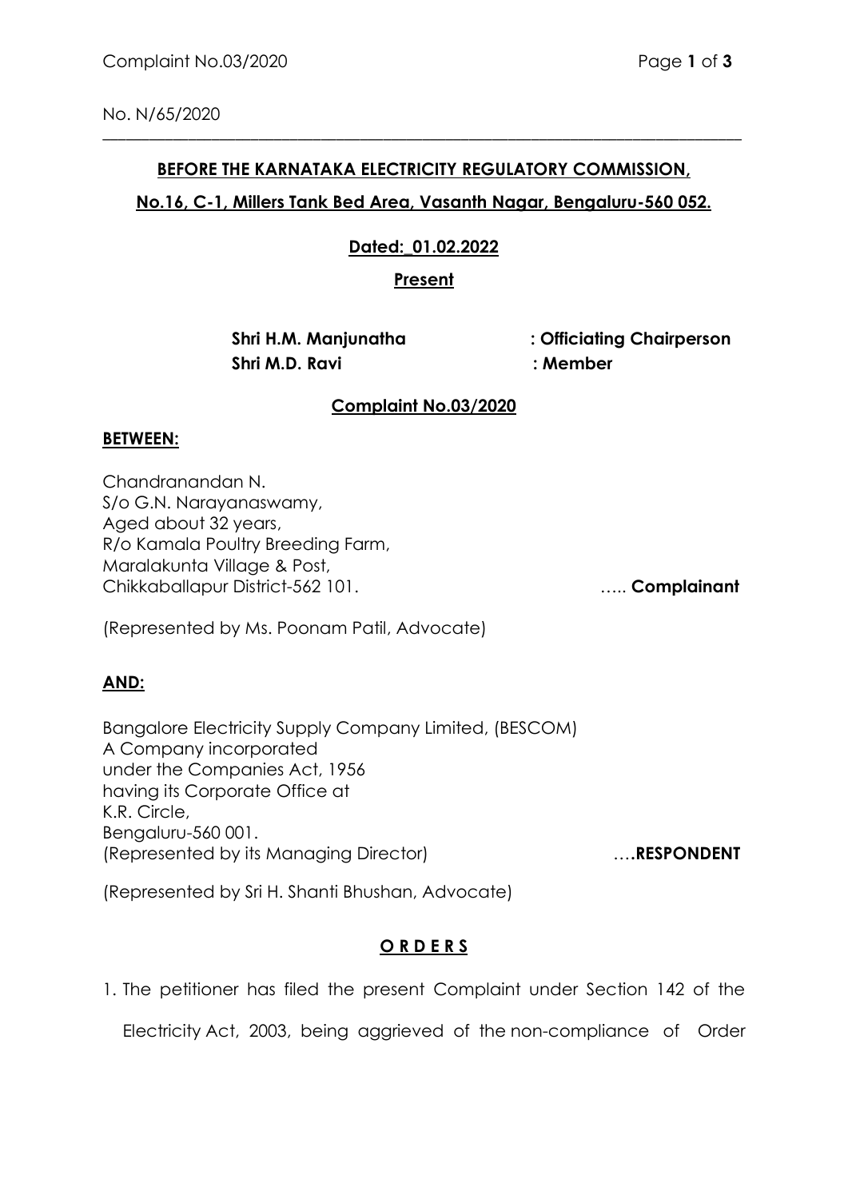No. N/65/2020

**BEFORE THE KARNATAKA ELECTRICITY REGULATORY COMMISSION,**

**No.16, C-1, Millers Tank Bed Area, Vasanth Nagar, Bengaluru-560 052.**

**Dated:_01.02.2022**

**Present**

**Shri H.M. Manjunatha : Officiating Chairperson**
**Shri M.D. Ravi : Member**

**Complaint No.03/2020**

**BETWEEN:**

Chandranandan N.
S/o G.N. Narayanaswamy,
Aged about 32 years,
R/o Kamala Poultry Breeding Farm,
Maralakunta Village & Post,
Chikkaballapur District-562 101. ….. **Complainant**

(Represented by Ms. Poonam Patil, Advocate)

**AND:**

Bangalore Electricity Supply Company Limited, (BESCOM)
A Company incorporated
under the Companies Act, 1956
having its Corporate Office at
K.R. Circle,
Bengaluru-560 001.
(Represented by its Managing Director) ….**RESPONDENT**

(Represented by Sri H. Shanti Bhushan, Advocate)

**O R D E R S**

1. The petitioner has filed the present Complaint under Section 142 of the Electricity Act, 2003, being aggrieved of the non-compliance of Order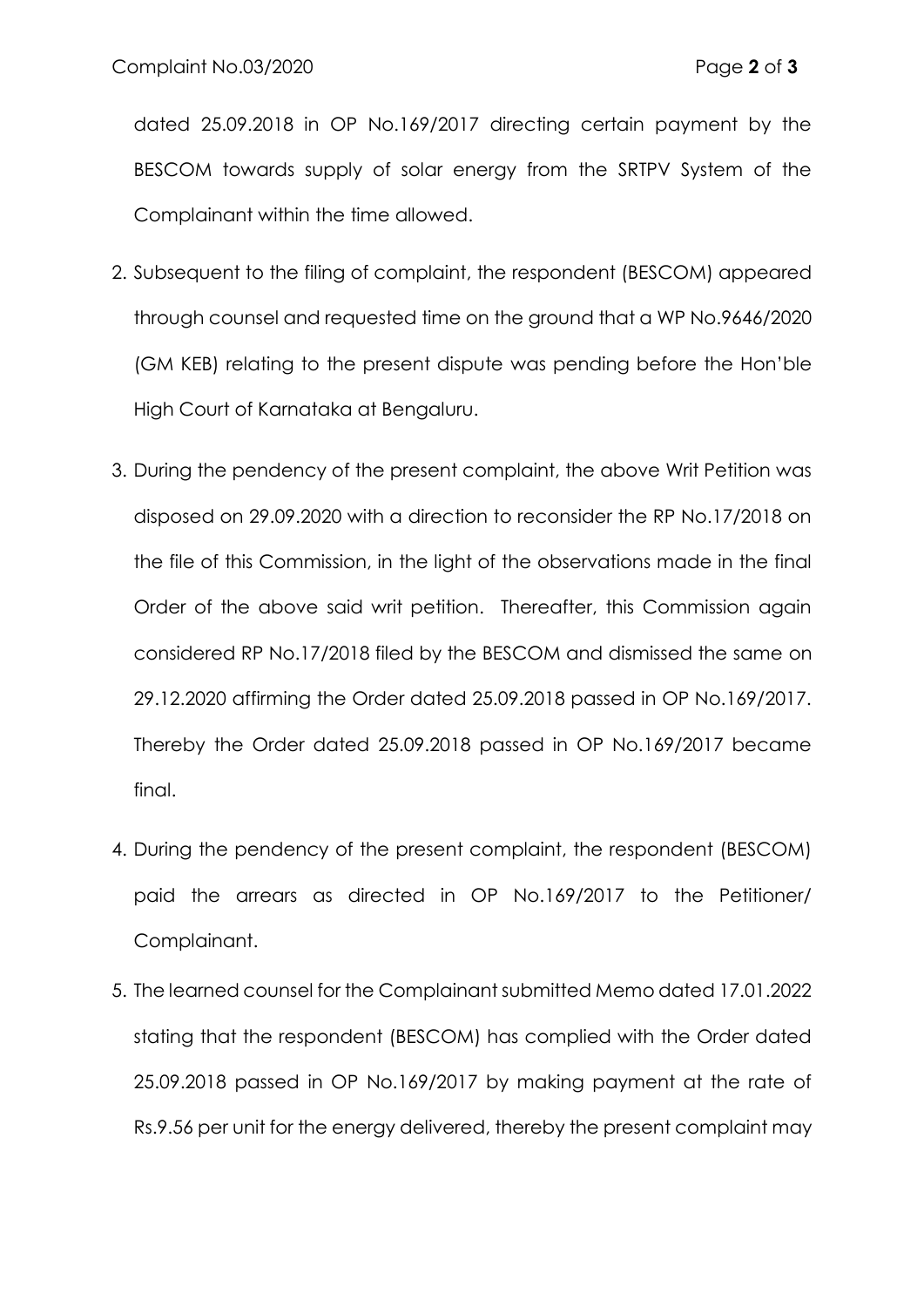dated 25.09.2018 in OP No.169/2017 directing certain payment by the BESCOM towards supply of solar energy from the SRTPV System of the Complainant within the time allowed.

2. Subsequent to the filing of complaint, the respondent (BESCOM) appeared through counsel and requested time on the ground that a WP No.9646/2020 (GM KEB) relating to the present dispute was pending before the Hon'ble High Court of Karnataka at Bengaluru.

3. During the pendency of the present complaint, the above Writ Petition was disposed on 29.09.2020 with a direction to reconsider the RP No.17/2018 on the file of this Commission, in the light of the observations made in the final Order of the above said writ petition. Thereafter, this Commission again considered RP No.17/2018 filed by the BESCOM and dismissed the same on 29.12.2020 affirming the Order dated 25.09.2018 passed in OP No.169/2017. Thereby the Order dated 25.09.2018 passed in OP No.169/2017 became final.

4. During the pendency of the present complaint, the respondent (BESCOM) paid the arrears as directed in OP No.169/2017 to the Petitioner/ Complainant.

5. The learned counsel for the Complainant submitted Memo dated 17.01.2022 stating that the respondent (BESCOM) has complied with the Order dated 25.09.2018 passed in OP No.169/2017 by making payment at the rate of Rs.9.56 per unit for the energy delivered, thereby the present complaint may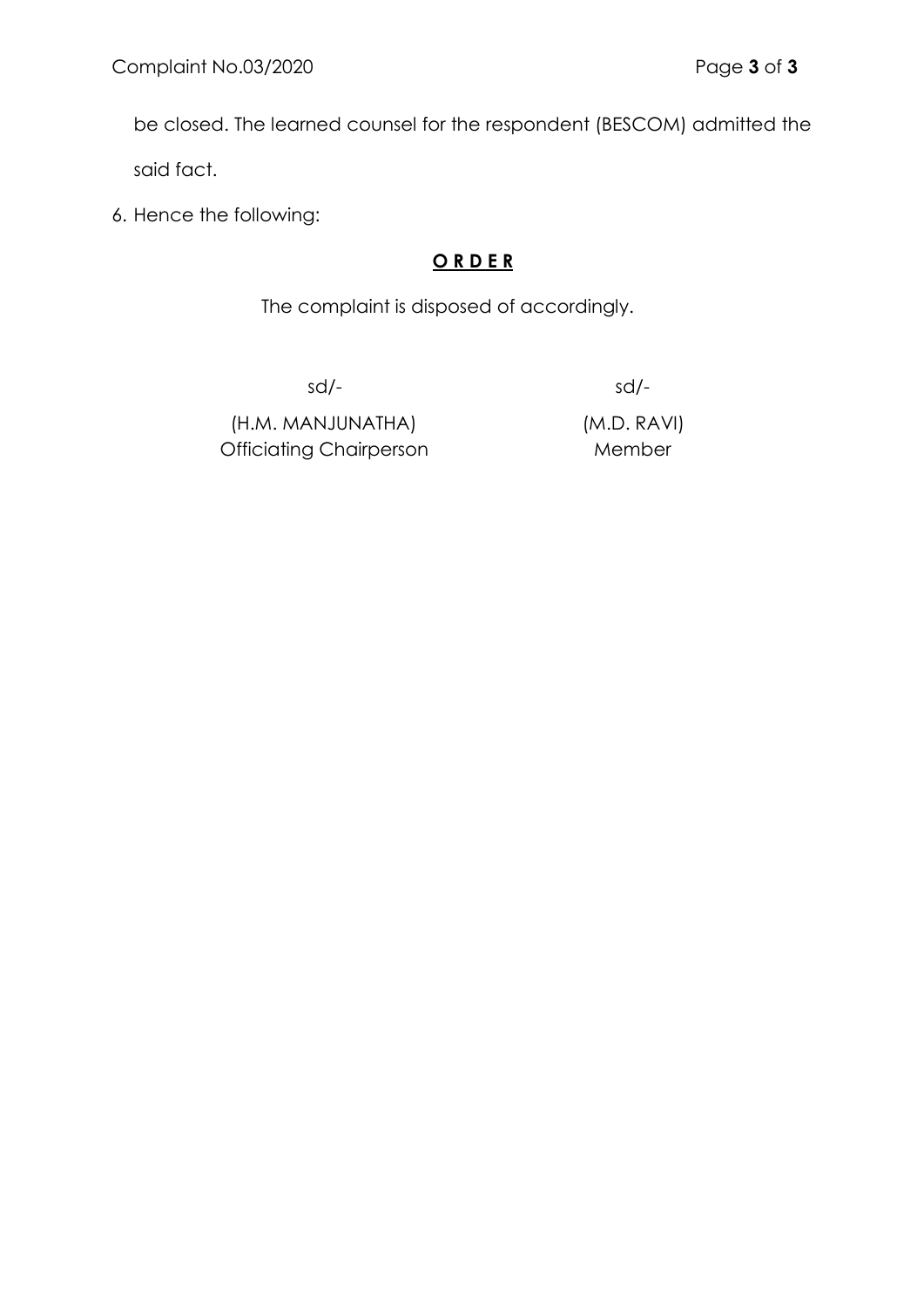be closed. The learned counsel for the respondent (BESCOM) admitted the said fact.

6. Hence the following:

**O R D E R**

The complaint is disposed of accordingly.

| | |
|---|---|
| sd/- | sd/- |
| (H.M. MANJUNATHA) | (M.D. RAVI) |
| Officiating Chairperson | Member |